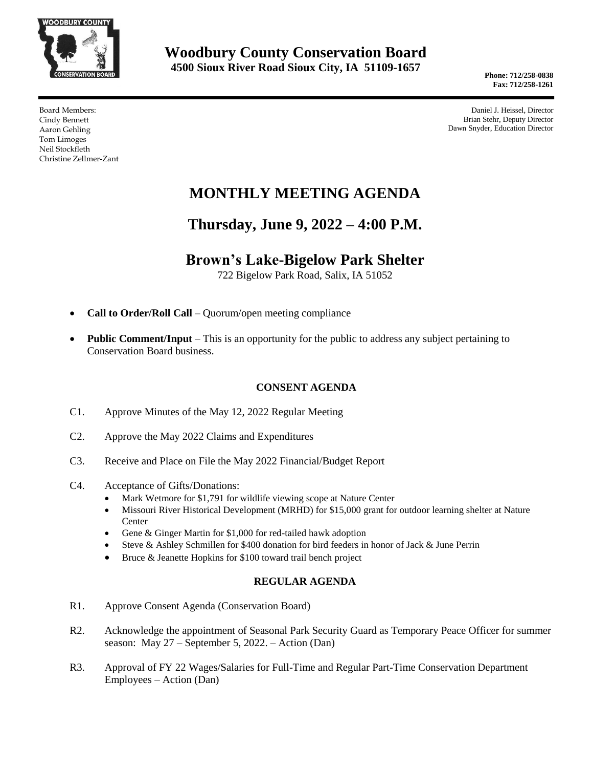# Woodbury County Conservation Board

**4500 Sioux River Road Sioux City, IA 51109-1657**

**Phone: 712/258-0838**
**Fax: 712/258-1261**

Board Members:
Cindy Bennett
Aaron Gehling
Tom Limoges
Neil Stockfleth
Christine Zellmer-Zant

Daniel J. Heissel, Director
Brian Stehr, Deputy Director
Dawn Snyder, Education Director

# MONTHLY MEETING AGENDA

## Thursday, June 9, 2022 – 4:00 P.M.

## Brown's Lake-Bigelow Park Shelter

722 Bigelow Park Road, Salix, IA 51052

- **Call to Order/Roll Call** – Quorum/open meeting compliance
- **Public Comment/Input** – This is an opportunity for the public to address any subject pertaining to Conservation Board business.

### CONSENT AGENDA

C1. Approve Minutes of the May 12, 2022 Regular Meeting

C2. Approve the May 2022 Claims and Expenditures

C3. Receive and Place on File the May 2022 Financial/Budget Report

C4. Acceptance of Gifts/Donations:
- Mark Wetmore for $1,791 for wildlife viewing scope at Nature Center
- Missouri River Historical Development (MRHD) for $15,000 grant for outdoor learning shelter at Nature Center
- Gene & Ginger Martin for $1,000 for red-tailed hawk adoption
- Steve & Ashley Schmillen for $400 donation for bird feeders in honor of Jack & June Perrin
- Bruce & Jeanette Hopkins for $100 toward trail bench project

### REGULAR AGENDA

R1. Approve Consent Agenda (Conservation Board)

R2. Acknowledge the appointment of Seasonal Park Security Guard as Temporary Peace Officer for summer season: May 27 – September 5, 2022. – Action (Dan)

R3. Approval of FY 22 Wages/Salaries for Full-Time and Regular Part-Time Conservation Department Employees – Action (Dan)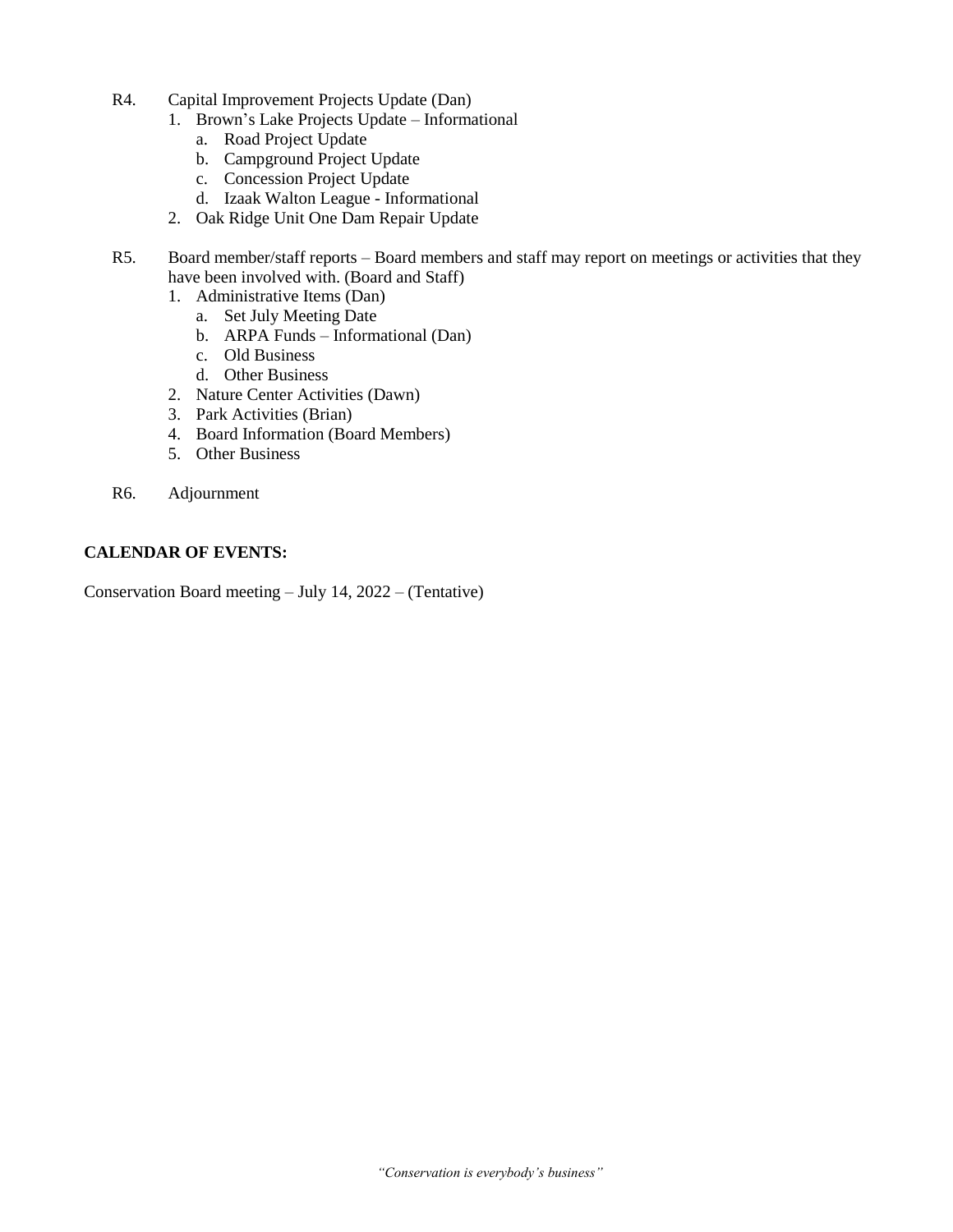R4. Capital Improvement Projects Update (Dan)

1. Brown's Lake Projects Update – Informational
   a. Road Project Update
   b. Campground Project Update
   c. Concession Project Update
   d. Izaak Walton League - Informational
2. Oak Ridge Unit One Dam Repair Update

R5. Board member/staff reports – Board members and staff may report on meetings or activities that they have been involved with. (Board and Staff)

1. Administrative Items (Dan)
   a. Set July Meeting Date
   b. ARPA Funds – Informational (Dan)
   c. Old Business
   d. Other Business
2. Nature Center Activities (Dawn)
3. Park Activities (Brian)
4. Board Information (Board Members)
5. Other Business

R6. Adjournment

**CALENDAR OF EVENTS:**

Conservation Board meeting – July 14, 2022 – (Tentative)

*"Conservation is everybody's business"*